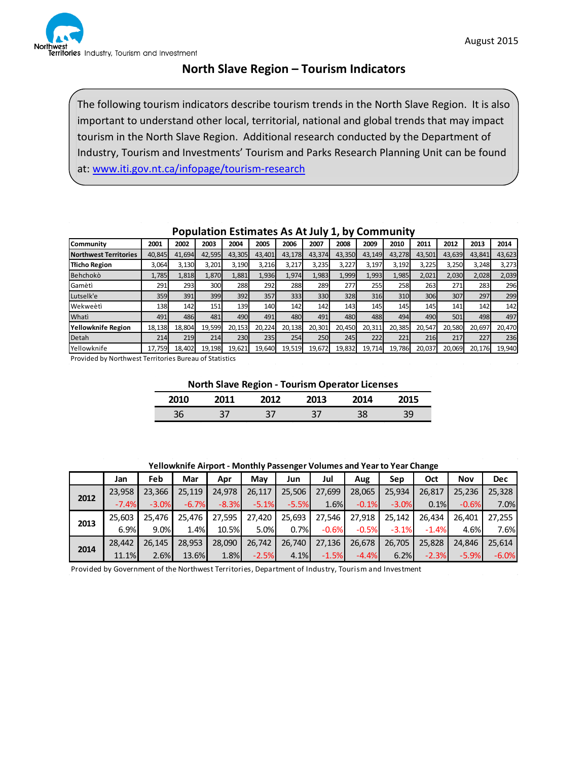Northwest Territories Industry, Tourism and Investment

August 2015

# North Slave Region – Tourism Indicators

The following tourism indicators describe tourism trends in the North Slave Region. It is also important to understand other local, territorial, national and global trends that may impact tourism in the North Slave Region. Additional research conducted by the Department of Industry, Tourism and Investments' Tourism and Parks Research Planning Unit can be found at: [www.iti.gov.nt.ca/infopage/tourism-research](www.iti.gov.nt.ca/infopage/tourism-research)

## Population Estimates As At July 1, by Community

| Community | 2001 | 2002 | 2003 | 2004 | 2005 | 2006 | 2007 | 2008 | 2009 | 2010 | 2011 | 2012 | 2013 | 2014 |
|---|---|---|---|---|---|---|---|---|---|---|---|---|---|---|
| **Northwest Territories** | 40,845 | 41,694 | 42,595 | 43,305 | 43,401 | 43,178 | 43,374 | 43,350 | 43,149 | 43,278 | 43,501 | 43,639 | 43,841 | 43,623 |
| **Tlicho Region** | 3,064 | 3,130 | 3,201 | 3,190 | 3,216 | 3,217 | 3,235 | 3,227 | 3,197 | 3,192 | 3,225 | 3,250 | 3,248 | 3,273 |
| Behchokò | 1,785 | 1,818 | 1,870 | 1,881 | 1,936 | 1,974 | 1,983 | 1,999 | 1,993 | 1,985 | 2,021 | 2,030 | 2,028 | 2,039 |
| Gamètì | 291 | 293 | 300 | 288 | 292 | 288 | 289 | 277 | 255 | 258 | 263 | 271 | 283 | 296 |
| Lutselk'e | 359 | 391 | 399 | 392 | 357 | 333 | 330 | 328 | 316 | 310 | 306 | 307 | 297 | 299 |
| Wekweètì | 138 | 142 | 151 | 139 | 140 | 142 | 142 | 143 | 145 | 145 | 145 | 141 | 142 | 142 |
| Whatì | 491 | 486 | 481 | 490 | 491 | 480 | 491 | 480 | 488 | 494 | 490 | 501 | 498 | 497 |
| **Yellowknife Region** | 18,138 | 18,804 | 19,599 | 20,153 | 20,224 | 20,138 | 20,301 | 20,450 | 20,311 | 20,385 | 20,547 | 20,580 | 20,697 | 20,470 |
| Detah | 214 | 219 | 214 | 230 | 235 | 254 | 250 | 245 | 222 | 221 | 216 | 217 | 227 | 236 |
| Yellowknife | 17,759 | 18,402 | 19,198 | 19,621 | 19,640 | 19,519 | 19,672 | 19,832 | 19,714 | 19,786 | 20,037 | 20,069 | 20,176 | 19,940 |

Provided by Northwest Territories Bureau of Statistics

## North Slave Region - Tourism Operator Licenses

| 2010 | 2011 | 2012 | 2013 | 2014 | 2015 |
|---|---|---|---|---|---|
| 36 | 37 | 37 | 37 | 38 | 39 |

## Yellowknife Airport - Monthly Passenger Volumes and Year to Year Change

| | Jan | Feb | Mar | Apr | May | Jun | Jul | Aug | Sep | Oct | Nov | Dec |
|---|---|---|---|---|---|---|---|---|---|---|---|---|
| **2012** | 23,958 | 23,366 | 25,119 | 24,978 | 26,117 | 25,506 | 27,699 | 28,065 | 25,934 | 26,817 | 25,236 | 25,328 |
| | -7.4% | -3.0% | -6.7% | -8.3% | -5.1% | -5.5% | 1.6% | -0.1% | -3.0% | 0.1% | -0.6% | 7.0% |
| **2013** | 25,603 | 25,476 | 25,476 | 27,595 | 27,420 | 25,693 | 27,546 | 27,918 | 25,142 | 26,434 | 26,401 | 27,255 |
| | 6.9% | 9.0% | 1.4% | 10.5% | 5.0% | 0.7% | -0.6% | -0.5% | -3.1% | -1.4% | 4.6% | 7.6% |
| **2014** | 28,442 | 26,145 | 28,953 | 28,090 | 26,742 | 26,740 | 27,136 | 26,678 | 26,705 | 25,828 | 24,846 | 25,614 |
| | 11.1% | 2.6% | 13.6% | 1.8% | -2.5% | 4.1% | -1.5% | -4.4% | 6.2% | -2.3% | -5.9% | -6.0% |

Provided by Government of the Northwest Territories, Department of Industry, Tourism and Investment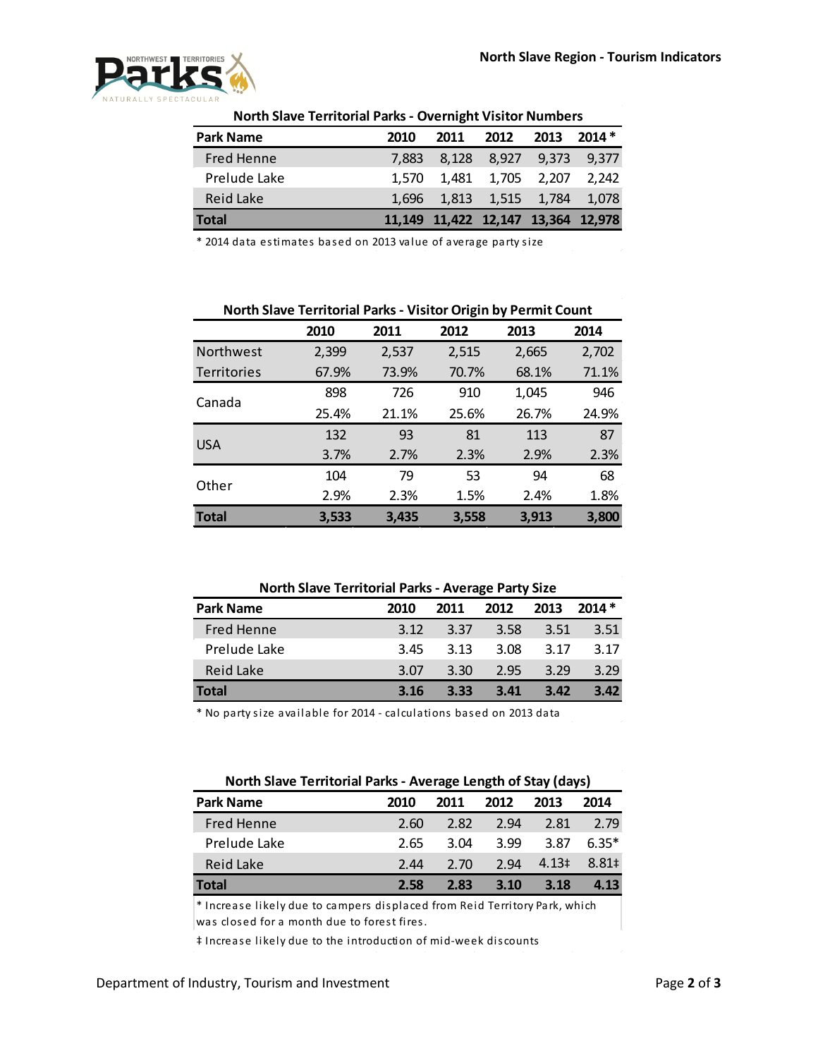## North Slave Territorial Parks - Overnight Visitor Numbers

| Park Name | 2010 | 2011 | 2012 | 2013 | 2014 * |
|---|---|---|---|---|---|
| Fred Henne | 7,883 | 8,128 | 8,927 | 9,373 | 9,377 |
| Prelude Lake | 1,570 | 1,481 | 1,705 | 2,207 | 2,242 |
| Reid Lake | 1,696 | 1,813 | 1,515 | 1,784 | 1,078 |
| **Total** | **11,149** | **11,422** | **12,147** | **13,364** | **12,978** |

* 2014 data estimates based on 2013 value of average party size

## North Slave Territorial Parks - Visitor Origin by Permit Count

| | 2010 | 2011 | 2012 | 2013 | 2014 |
|---|---|---|---|---|---|
| Northwest Territories | 2,399 | 2,537 | 2,515 | 2,665 | 2,702 |
| | 67.9% | 73.9% | 70.7% | 68.1% | 71.1% |
| Canada | 898 | 726 | 910 | 1,045 | 946 |
| | 25.4% | 21.1% | 25.6% | 26.7% | 24.9% |
| USA | 132 | 93 | 81 | 113 | 87 |
| | 3.7% | 2.7% | 2.3% | 2.9% | 2.3% |
| Other | 104 | 79 | 53 | 94 | 68 |
| | 2.9% | 2.3% | 1.5% | 2.4% | 1.8% |
| **Total** | **3,533** | **3,435** | **3,558** | **3,913** | **3,800** |

## North Slave Territorial Parks - Average Party Size

| Park Name | 2010 | 2011 | 2012 | 2013 | 2014 * |
|---|---|---|---|---|---|
| Fred Henne | 3.12 | 3.37 | 3.58 | 3.51 | 3.51 |
| Prelude Lake | 3.45 | 3.13 | 3.08 | 3.17 | 3.17 |
| Reid Lake | 3.07 | 3.30 | 2.95 | 3.29 | 3.29 |
| **Total** | **3.16** | **3.33** | **3.41** | **3.42** | **3.42** |

* No party size available for 2014 - calculations based on 2013 data

## North Slave Territorial Parks - Average Length of Stay (days)

| Park Name | 2010 | 2011 | 2012 | 2013 | 2014 |
|---|---|---|---|---|---|
| Fred Henne | 2.60 | 2.82 | 2.94 | 2.81 | 2.79 |
| Prelude Lake | 2.65 | 3.04 | 3.99 | 3.87 | 6.35* |
| Reid Lake | 2.44 | 2.70 | 2.94 | 4.13‡ | 8.81‡ |
| **Total** | **2.58** | **2.83** | **3.10** | **3.18** | **4.13** |

* Increase likely due to campers displaced from Reid Territory Park, which was closed for a month due to forest fires.

‡ Increase likely due to the introduction of mid-week discounts

Department of Industry, Tourism and Investment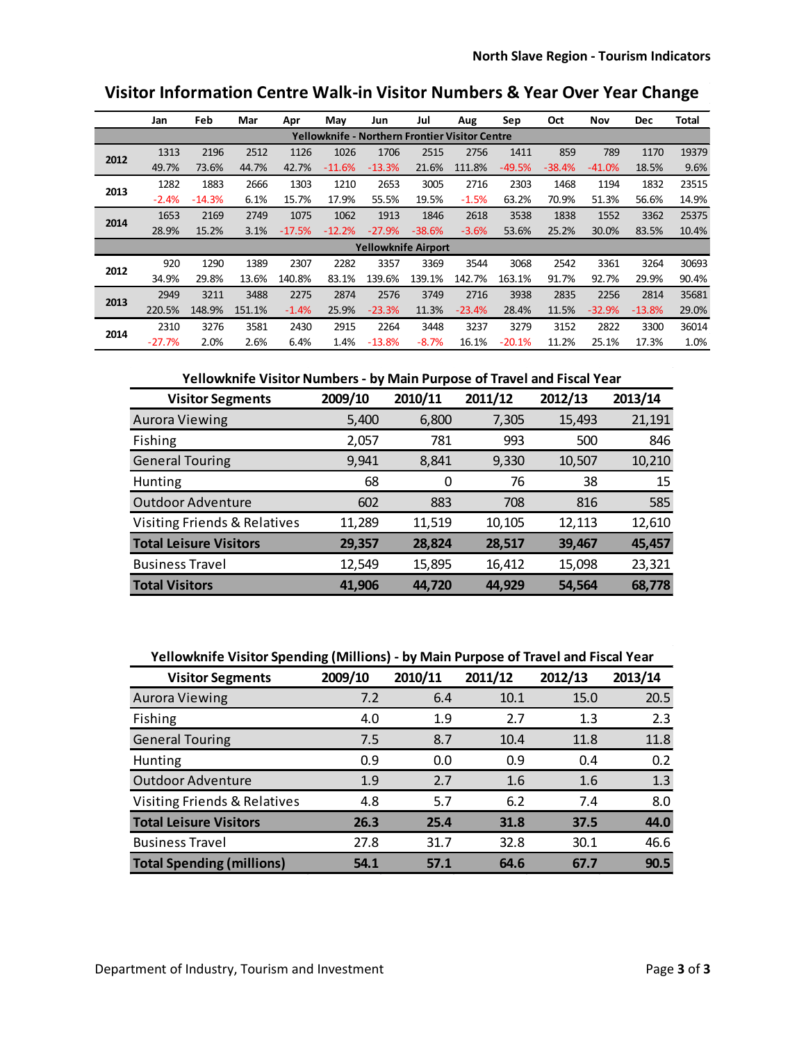## North Slave Region - Tourism Indicators

# Visitor Information Centre Walk-in Visitor Numbers & Year Over Year Change

| | Jan | Feb | Mar | Apr | May | Jun | Jul | Aug | Sep | Oct | Nov | Dec | Total |
|---|---|---|---|---|---|---|---|---|---|---|---|---|---|
| **Yellowknife - Northern Frontier Visitor Centre** | | | | | | | | | | | | | |
| 2012 | 1313 | 2196 | 2512 | 1126 | 1026 | 1706 | 2515 | 2756 | 1411 | 859 | 789 | 1170 | 19379 |
| | 49.7% | 73.6% | 44.7% | 42.7% | -11.6% | -13.3% | 21.6% | 111.8% | -49.5% | -38.4% | -41.0% | 18.5% | 9.6% |
| 2013 | 1282 | 1883 | 2666 | 1303 | 1210 | 2653 | 3005 | 2716 | 2303 | 1468 | 1194 | 1832 | 23515 |
| | -2.4% | -14.3% | 6.1% | 15.7% | 17.9% | 55.5% | 19.5% | -1.5% | 63.2% | 70.9% | 51.3% | 56.6% | 14.9% |
| 2014 | 1653 | 2169 | 2749 | 1075 | 1062 | 1913 | 1846 | 2618 | 3538 | 1838 | 1552 | 3362 | 25375 |
| | 28.9% | 15.2% | 3.1% | -17.5% | -12.2% | -27.9% | -38.6% | -3.6% | 53.6% | 25.2% | 30.0% | 83.5% | 10.4% |
| **Yellowknife Airport** | | | | | | | | | | | | | |
| 2012 | 920 | 1290 | 1389 | 2307 | 2282 | 3357 | 3369 | 3544 | 3068 | 2542 | 3361 | 3264 | 30693 |
| | 34.9% | 29.8% | 13.6% | 140.8% | 83.1% | 139.6% | 139.1% | 142.7% | 163.1% | 91.7% | 92.7% | 29.9% | 90.4% |
| 2013 | 2949 | 3211 | 3488 | 2275 | 2874 | 2576 | 3749 | 2716 | 3938 | 2835 | 2256 | 2814 | 35681 |
| | 220.5% | 148.9% | 151.1% | -1.4% | 25.9% | -23.3% | 11.3% | -23.4% | 28.4% | 11.5% | -32.9% | -13.8% | 29.0% |
| 2014 | 2310 | 3276 | 3581 | 2430 | 2915 | 2264 | 3448 | 3237 | 3279 | 3152 | 2822 | 3300 | 36014 |
| | -27.7% | 2.0% | 2.6% | 6.4% | 1.4% | -13.8% | -8.7% | 16.1% | -20.1% | 11.2% | 25.1% | 17.3% | 1.0% |

## Yellowknife Visitor Numbers - by Main Purpose of Travel and Fiscal Year

| Visitor Segments | 2009/10 | 2010/11 | 2011/12 | 2012/13 | 2013/14 |
|---|---|---|---|---|---|
| Aurora Viewing | 5,400 | 6,800 | 7,305 | 15,493 | 21,191 |
| Fishing | 2,057 | 781 | 993 | 500 | 846 |
| General Touring | 9,941 | 8,841 | 9,330 | 10,507 | 10,210 |
| Hunting | 68 | 0 | 76 | 38 | 15 |
| Outdoor Adventure | 602 | 883 | 708 | 816 | 585 |
| Visiting Friends & Relatives | 11,289 | 11,519 | 10,105 | 12,113 | 12,610 |
| **Total Leisure Visitors** | **29,357** | **28,824** | **28,517** | **39,467** | **45,457** |
| Business Travel | 12,549 | 15,895 | 16,412 | 15,098 | 23,321 |
| **Total Visitors** | **41,906** | **44,720** | **44,929** | **54,564** | **68,778** |

## Yellowknife Visitor Spending (Millions) - by Main Purpose of Travel and Fiscal Year

| Visitor Segments | 2009/10 | 2010/11 | 2011/12 | 2012/13 | 2013/14 |
|---|---|---|---|---|---|
| Aurora Viewing | 7.2 | 6.4 | 10.1 | 15.0 | 20.5 |
| Fishing | 4.0 | 1.9 | 2.7 | 1.3 | 2.3 |
| General Touring | 7.5 | 8.7 | 10.4 | 11.8 | 11.8 |
| Hunting | 0.9 | 0.0 | 0.9 | 0.4 | 0.2 |
| Outdoor Adventure | 1.9 | 2.7 | 1.6 | 1.6 | 1.3 |
| Visiting Friends & Relatives | 4.8 | 5.7 | 6.2 | 7.4 | 8.0 |
| **Total Leisure Visitors** | **26.3** | **25.4** | **31.8** | **37.5** | **44.0** |
| Business Travel | 27.8 | 31.7 | 32.8 | 30.1 | 46.6 |
| **Total Spending (millions)** | **54.1** | **57.1** | **64.6** | **67.7** | **90.5** |

Department of Industry, Tourism and Investment